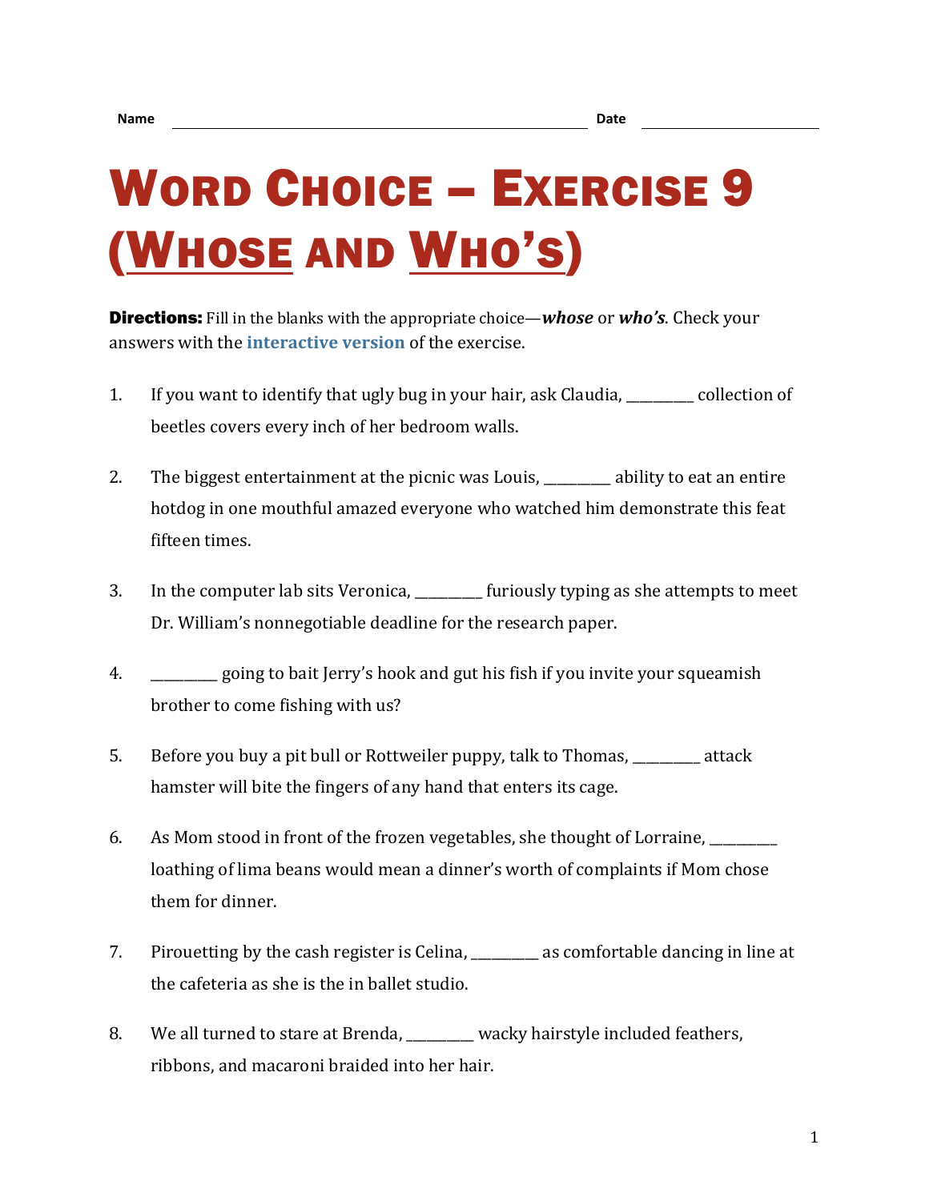Name ______________________________ Date ______________

# Word Choice – Exercise 9 (Whose and Who's)

**Directions:** Fill in the blanks with the appropriate choice—***whose*** or ***who's***. Check your answers with the **interactive version** of the exercise.

1. If you want to identify that ugly bug in your hair, ask Claudia, _________ collection of beetles covers every inch of her bedroom walls.

2. The biggest entertainment at the picnic was Louis, _________ ability to eat an entire hotdog in one mouthful amazed everyone who watched him demonstrate this feat fifteen times.

3. In the computer lab sits Veronica, _________ furiously typing as she attempts to meet Dr. William's nonnegotiable deadline for the research paper.

4. _________ going to bait Jerry's hook and gut his fish if you invite your squeamish brother to come fishing with us?

5. Before you buy a pit bull or Rottweiler puppy, talk to Thomas, _________ attack hamster will bite the fingers of any hand that enters its cage.

6. As Mom stood in front of the frozen vegetables, she thought of Lorraine, _________ loathing of lima beans would mean a dinner's worth of complaints if Mom chose them for dinner.

7. Pirouetting by the cash register is Celina, _________ as comfortable dancing in line at the cafeteria as she is the in ballet studio.

8. We all turned to stare at Brenda, _________ wacky hairstyle included feathers, ribbons, and macaroni braided into her hair.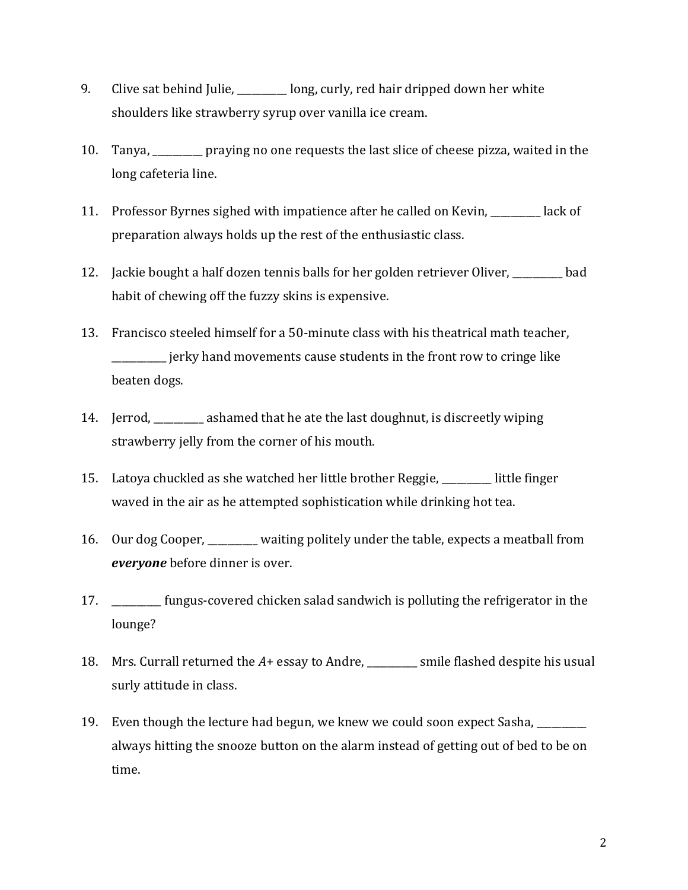9. Clive sat behind Julie, __________ long, curly, red hair dripped down her white shoulders like strawberry syrup over vanilla ice cream.

10. Tanya, __________ praying no one requests the last slice of cheese pizza, waited in the long cafeteria line.

11. Professor Byrnes sighed with impatience after he called on Kevin, __________ lack of preparation always holds up the rest of the enthusiastic class.

12. Jackie bought a half dozen tennis balls for her golden retriever Oliver, __________ bad habit of chewing off the fuzzy skins is expensive.

13. Francisco steeled himself for a 50-minute class with his theatrical math teacher, __________ jerky hand movements cause students in the front row to cringe like beaten dogs.

14. Jerrod, __________ ashamed that he ate the last doughnut, is discreetly wiping strawberry jelly from the corner of his mouth.

15. Latoya chuckled as she watched her little brother Reggie, __________ little finger waved in the air as he attempted sophistication while drinking hot tea.

16. Our dog Cooper, __________ waiting politely under the table, expects a meatball from ***everyone*** before dinner is over.

17. __________ fungus-covered chicken salad sandwich is polluting the refrigerator in the lounge?

18. Mrs. Currall returned the *A*+ essay to Andre, __________ smile flashed despite his usual surly attitude in class.

19. Even though the lecture had begun, we knew we could soon expect Sasha, __________ always hitting the snooze button on the alarm instead of getting out of bed to be on time.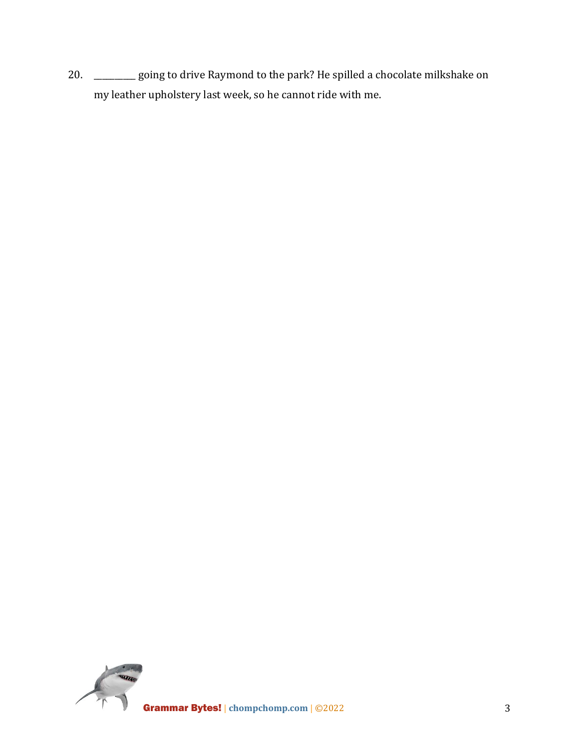20. __________ going to drive Raymond to the park? He spilled a chocolate milkshake on my leather upholstery last week, so he cannot ride with me.